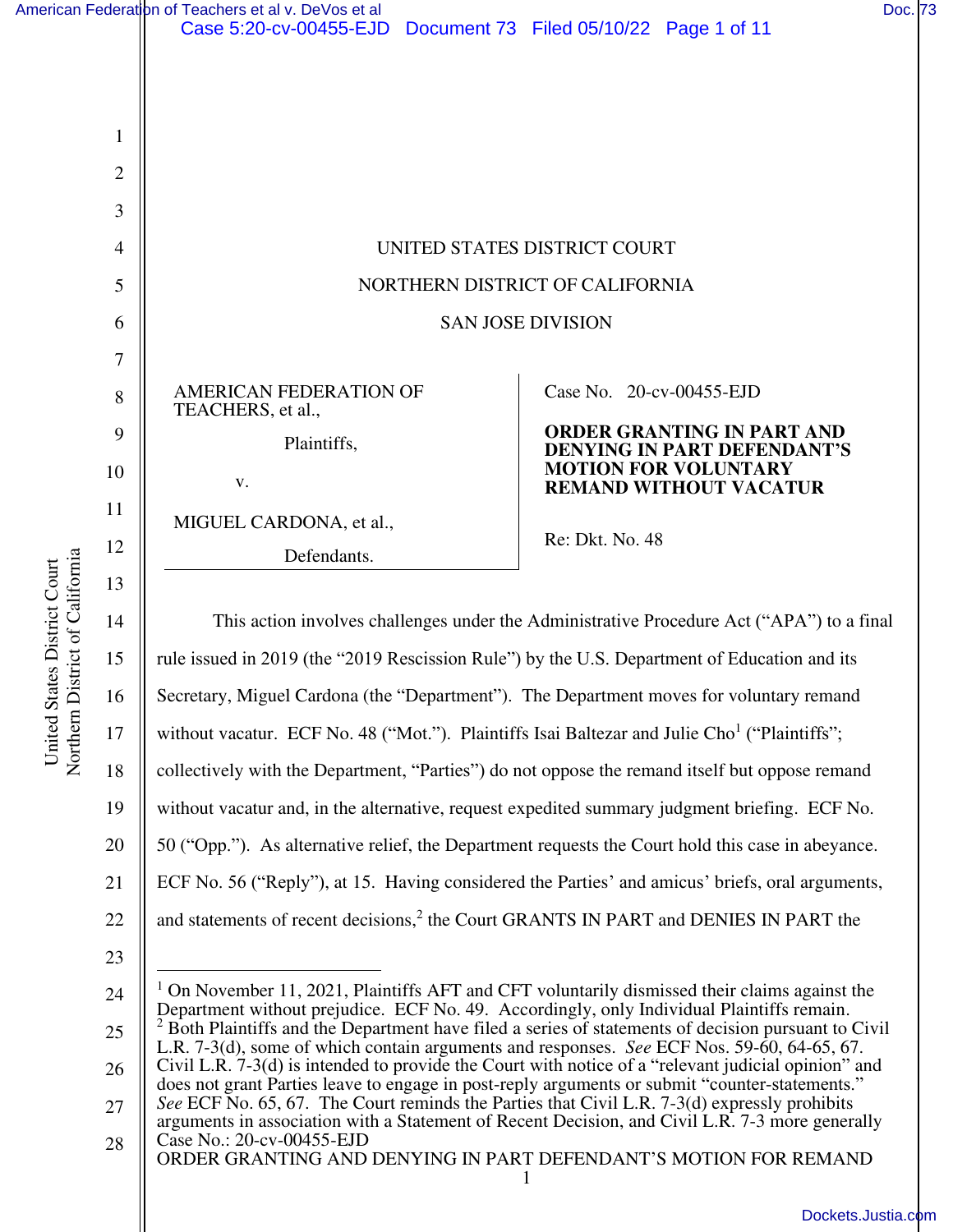UNITED STATES DISTRICT COURT

NORTHERN DISTRICT OF CALIFORNIA

SAN JOSE DIVISION

| | |
|---|---|
| AMERICAN FEDERATION OF TEACHERS, et al.,<br><br>Plaintiffs,<br><br>v.<br><br>MIGUEL CARDONA, et al.,<br><br>Defendants. | Case No. 20-cv-00455-EJD<br><br>**ORDER GRANTING IN PART AND DENYING IN PART DEFENDANT'S MOTION FOR VOLUNTARY REMAND WITHOUT VACATUR**<br><br>Re: Dkt. No. 48 |

This action involves challenges under the Administrative Procedure Act ("APA") to a final rule issued in 2019 (the "2019 Rescission Rule") by the U.S. Department of Education and its Secretary, Miguel Cardona (the "Department"). The Department moves for voluntary remand without vacatur. ECF No. 48 ("Mot."). Plaintiffs Isai Baltezar and Julie Cho[1] ("Plaintiffs"; collectively with the Department, "Parties") do not oppose the remand itself but oppose remand without vacatur and, in the alternative, request expedited summary judgment briefing. ECF No. 50 ("Opp."). As alternative relief, the Department requests the Court hold this case in abeyance. ECF No. 56 ("Reply"), at 15. Having considered the Parties' and amicus' briefs, oral arguments, and statements of recent decisions,[2] the Court GRANTS IN PART and DENIES IN PART the

[1] On November 11, 2021, Plaintiffs AFT and CFT voluntarily dismissed their claims against the Department without prejudice. ECF No. 49. Accordingly, only Individual Plaintiffs remain.

[2] Both Plaintiffs and the Department have filed a series of statements of decision pursuant to Civil L.R. 7-3(d), some of which contain arguments and responses. *See* ECF Nos. 59-60, 64-65, 67. Civil L.R. 7-3(d) is intended to provide the Court with notice of a "relevant judicial opinion" and does not grant Parties leave to engage in post-reply arguments or submit "counter-statements." *See* ECF No. 65, 67. The Court reminds the Parties that Civil L.R. 7-3(d) expressly prohibits arguments in association with a Statement of Recent Decision, and Civil L.R. 7-3 more generally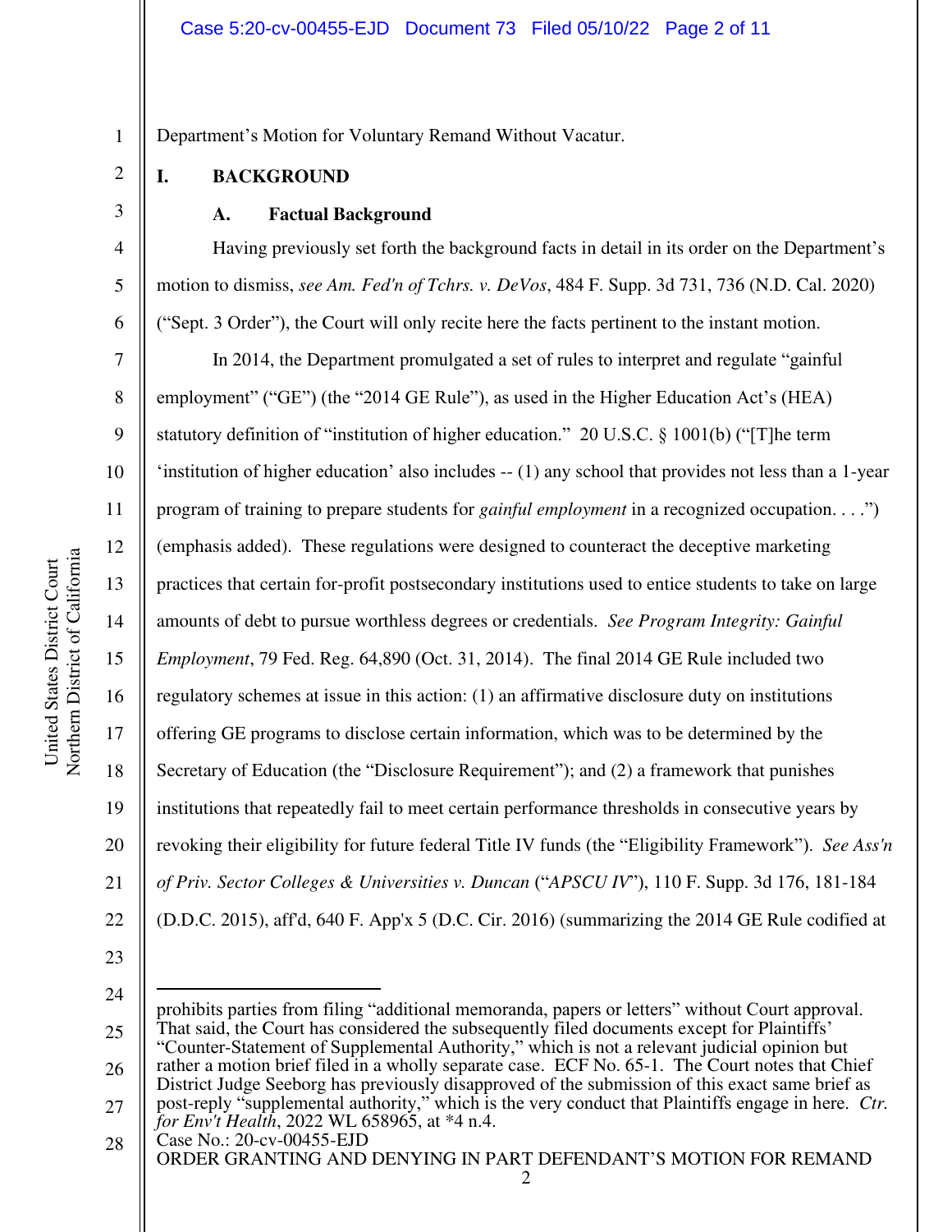Department's Motion for Voluntary Remand Without Vacatur.

## I. BACKGROUND

### A. Factual Background

Having previously set forth the background facts in detail in its order on the Department's motion to dismiss, *see Am. Fed'n of Tchrs. v. DeVos*, 484 F. Supp. 3d 731, 736 (N.D. Cal. 2020) ("Sept. 3 Order"), the Court will only recite here the facts pertinent to the instant motion.

In 2014, the Department promulgated a set of rules to interpret and regulate "gainful employment" ("GE") (the "2014 GE Rule"), as used in the Higher Education Act's (HEA) statutory definition of "institution of higher education." 20 U.S.C. § 1001(b) ("[T]he term 'institution of higher education' also includes -- (1) any school that provides not less than a 1-year program of training to prepare students for *gainful employment* in a recognized occupation. . . .") (emphasis added). These regulations were designed to counteract the deceptive marketing practices that certain for-profit postsecondary institutions used to entice students to take on large amounts of debt to pursue worthless degrees or credentials. *See Program Integrity: Gainful Employment*, 79 Fed. Reg. 64,890 (Oct. 31, 2014). The final 2014 GE Rule included two regulatory schemes at issue in this action: (1) an affirmative disclosure duty on institutions offering GE programs to disclose certain information, which was to be determined by the Secretary of Education (the "Disclosure Requirement"); and (2) a framework that punishes institutions that repeatedly fail to meet certain performance thresholds in consecutive years by revoking their eligibility for future federal Title IV funds (the "Eligibility Framework"). *See Ass'n of Priv. Sector Colleges & Universities v. Duncan* ("*APSCU IV*"), 110 F. Supp. 3d 176, 181-184 (D.D.C. 2015), aff'd, 640 F. App'x 5 (D.C. Cir. 2016) (summarizing the 2014 GE Rule codified at

---

prohibits parties from filing "additional memoranda, papers or letters" without Court approval. That said, the Court has considered the subsequently filed documents except for Plaintiffs' "Counter-Statement of Supplemental Authority," which is not a relevant judicial opinion but rather a motion brief filed in a wholly separate case. ECF No. 65-1. The Court notes that Chief District Judge Seeborg has previously disapproved of the submission of this exact same brief as post-reply "supplemental authority," which is the very conduct that Plaintiffs engage in here. *Ctr. for Env't Health*, 2022 WL 658965, at *4 n.4.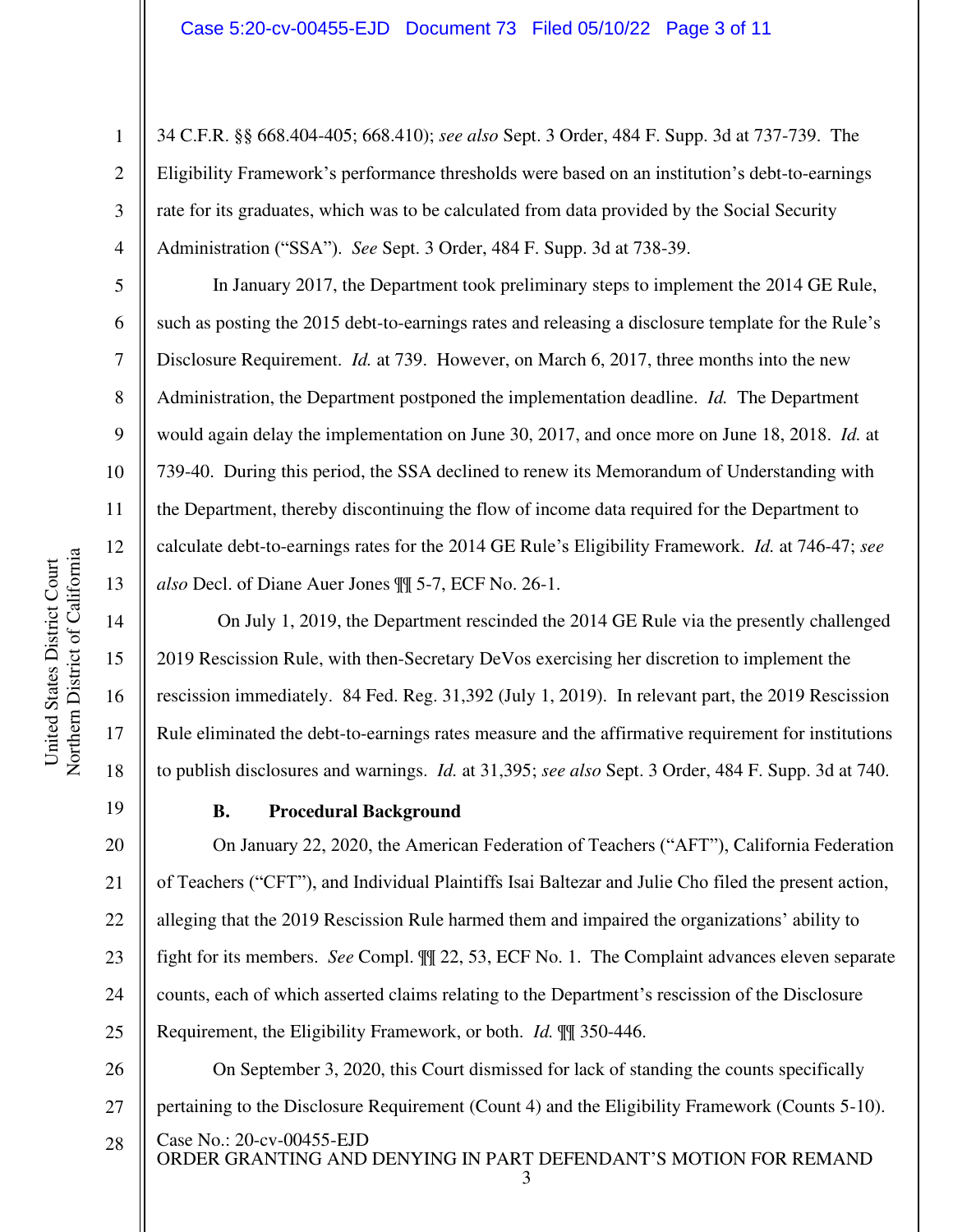34 C.F.R. §§ 668.404-405; 668.410); *see also* Sept. 3 Order, 484 F. Supp. 3d at 737-739. The Eligibility Framework's performance thresholds were based on an institution's debt-to-earnings rate for its graduates, which was to be calculated from data provided by the Social Security Administration ("SSA"). *See* Sept. 3 Order, 484 F. Supp. 3d at 738-39.

In January 2017, the Department took preliminary steps to implement the 2014 GE Rule, such as posting the 2015 debt-to-earnings rates and releasing a disclosure template for the Rule's Disclosure Requirement. *Id.* at 739. However, on March 6, 2017, three months into the new Administration, the Department postponed the implementation deadline. *Id.* The Department would again delay the implementation on June 30, 2017, and once more on June 18, 2018. *Id.* at 739-40. During this period, the SSA declined to renew its Memorandum of Understanding with the Department, thereby discontinuing the flow of income data required for the Department to calculate debt-to-earnings rates for the 2014 GE Rule's Eligibility Framework. *Id.* at 746-47; *see also* Decl. of Diane Auer Jones ¶¶ 5-7, ECF No. 26-1.

On July 1, 2019, the Department rescinded the 2014 GE Rule via the presently challenged 2019 Rescission Rule, with then-Secretary DeVos exercising her discretion to implement the rescission immediately. 84 Fed. Reg. 31,392 (July 1, 2019). In relevant part, the 2019 Rescission Rule eliminated the debt-to-earnings rates measure and the affirmative requirement for institutions to publish disclosures and warnings. *Id.* at 31,395; *see also* Sept. 3 Order, 484 F. Supp. 3d at 740.

### B. Procedural Background

On January 22, 2020, the American Federation of Teachers ("AFT"), California Federation of Teachers ("CFT"), and Individual Plaintiffs Isai Baltezar and Julie Cho filed the present action, alleging that the 2019 Rescission Rule harmed them and impaired the organizations' ability to fight for its members. *See* Compl. ¶¶ 22, 53, ECF No. 1. The Complaint advances eleven separate counts, each of which asserted claims relating to the Department's rescission of the Disclosure Requirement, the Eligibility Framework, or both. *Id.* ¶¶ 350-446.

On September 3, 2020, this Court dismissed for lack of standing the counts specifically pertaining to the Disclosure Requirement (Count 4) and the Eligibility Framework (Counts 5-10).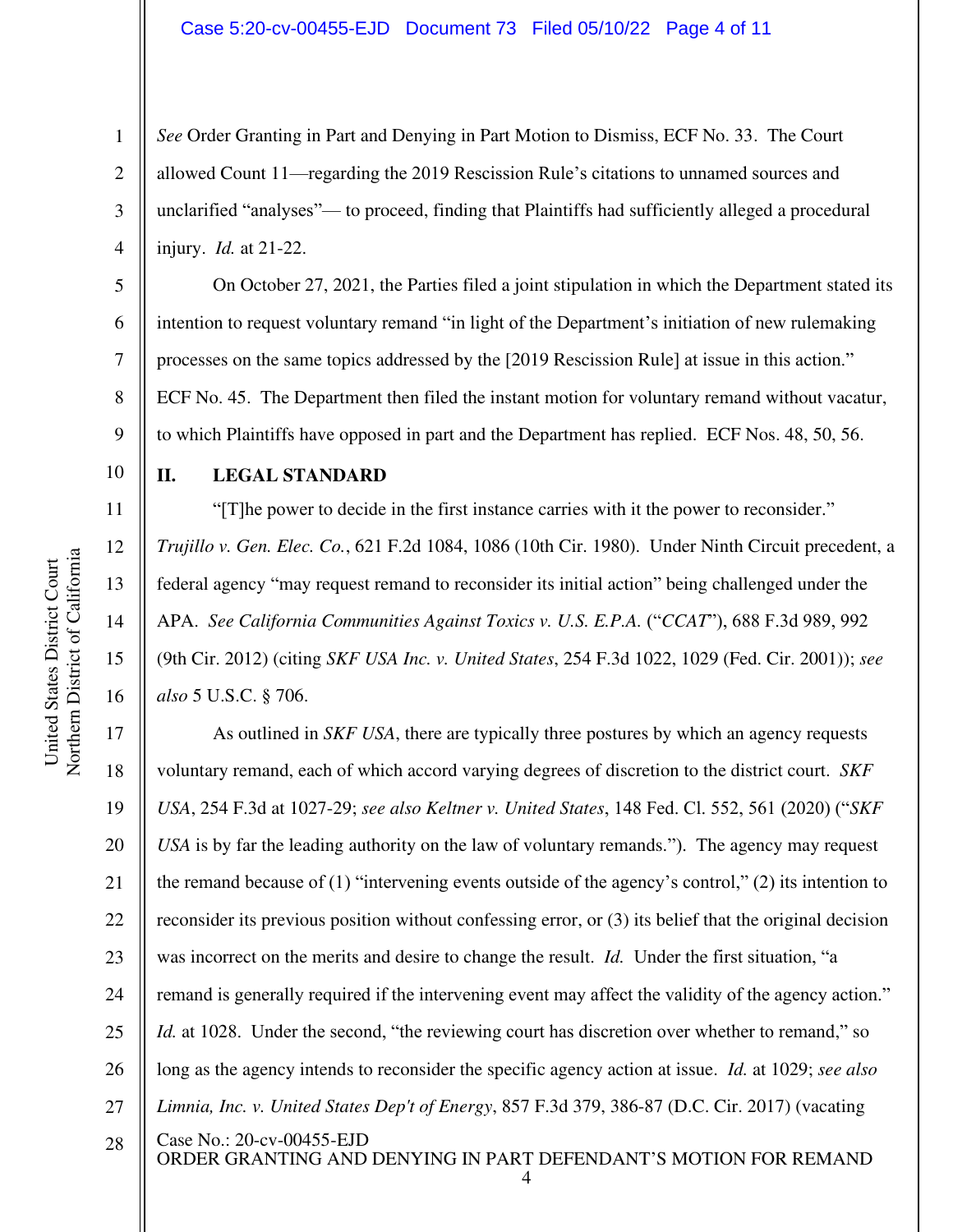*See* Order Granting in Part and Denying in Part Motion to Dismiss, ECF No. 33. The Court allowed Count 11—regarding the 2019 Rescission Rule's citations to unnamed sources and unclarified "analyses"— to proceed, finding that Plaintiffs had sufficiently alleged a procedural injury. *Id.* at 21-22.

On October 27, 2021, the Parties filed a joint stipulation in which the Department stated its intention to request voluntary remand "in light of the Department's initiation of new rulemaking processes on the same topics addressed by the [2019 Rescission Rule] at issue in this action." ECF No. 45. The Department then filed the instant motion for voluntary remand without vacatur, to which Plaintiffs have opposed in part and the Department has replied. ECF Nos. 48, 50, 56.

## II. LEGAL STANDARD

"[T]he power to decide in the first instance carries with it the power to reconsider." *Trujillo v. Gen. Elec. Co.*, 621 F.2d 1084, 1086 (10th Cir. 1980). Under Ninth Circuit precedent, a federal agency "may request remand to reconsider its initial action" being challenged under the APA. *See California Communities Against Toxics v. U.S. E.P.A.* ("*CCAT*"), 688 F.3d 989, 992 (9th Cir. 2012) (citing *SKF USA Inc. v. United States*, 254 F.3d 1022, 1029 (Fed. Cir. 2001)); *see also* 5 U.S.C. § 706.

As outlined in *SKF USA*, there are typically three postures by which an agency requests voluntary remand, each of which accord varying degrees of discretion to the district court. *SKF USA*, 254 F.3d at 1027-29; *see also Keltner v. United States*, 148 Fed. Cl. 552, 561 (2020) ("*SKF USA* is by far the leading authority on the law of voluntary remands."). The agency may request the remand because of (1) "intervening events outside of the agency's control," (2) its intention to reconsider its previous position without confessing error, or (3) its belief that the original decision was incorrect on the merits and desire to change the result. *Id.* Under the first situation, "a remand is generally required if the intervening event may affect the validity of the agency action." *Id.* at 1028. Under the second, "the reviewing court has discretion over whether to remand," so long as the agency intends to reconsider the specific agency action at issue. *Id.* at 1029; *see also Limnia, Inc. v. United States Dep't of Energy*, 857 F.3d 379, 386-87 (D.C. Cir. 2017) (vacating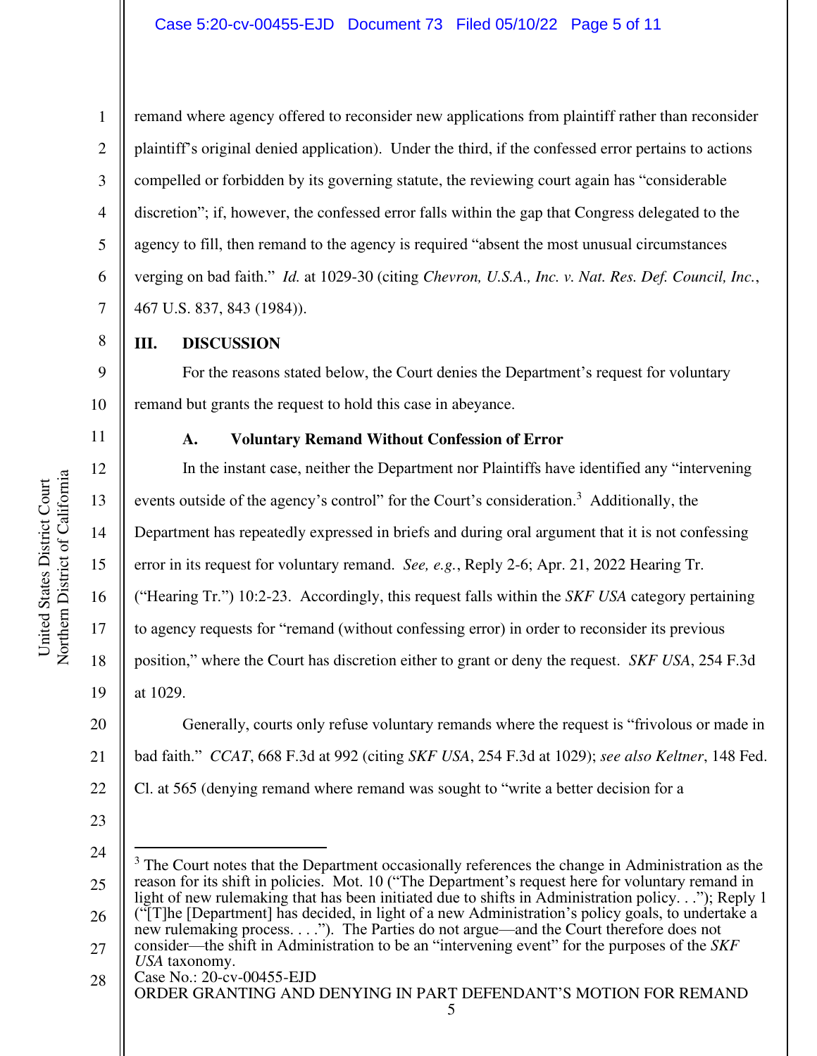remand where agency offered to reconsider new applications from plaintiff rather than reconsider plaintiff's original denied application). Under the third, if the confessed error pertains to actions compelled or forbidden by its governing statute, the reviewing court again has "considerable discretion"; if, however, the confessed error falls within the gap that Congress delegated to the agency to fill, then remand to the agency is required "absent the most unusual circumstances verging on bad faith." *Id.* at 1029-30 (citing *Chevron, U.S.A., Inc. v. Nat. Res. Def. Council, Inc.*, 467 U.S. 837, 843 (1984)).

## III. DISCUSSION

For the reasons stated below, the Court denies the Department's request for voluntary remand but grants the request to hold this case in abeyance.

### A. Voluntary Remand Without Confession of Error

In the instant case, neither the Department nor Plaintiffs have identified any "intervening events outside of the agency's control" for the Court's consideration.[3] Additionally, the Department has repeatedly expressed in briefs and during oral argument that it is not confessing error in its request for voluntary remand. *See, e.g.*, Reply 2-6; Apr. 21, 2022 Hearing Tr. ("Hearing Tr.") 10:2-23. Accordingly, this request falls within the *SKF USA* category pertaining to agency requests for "remand (without confessing error) in order to reconsider its previous position," where the Court has discretion either to grant or deny the request. *SKF USA*, 254 F.3d at 1029.

Generally, courts only refuse voluntary remands where the request is "frivolous or made in bad faith." *CCAT*, 668 F.3d at 992 (citing *SKF USA*, 254 F.3d at 1029); *see also Keltner*, 148 Fed. Cl. at 565 (denying remand where remand was sought to "write a better decision for a

---

[3] The Court notes that the Department occasionally references the change in Administration as the reason for its shift in policies. Mot. 10 ("The Department's request here for voluntary remand in light of new rulemaking that has been initiated due to shifts in Administration policy. . ."); Reply 1 ("[T]he [Department] has decided, in light of a new Administration's policy goals, to undertake a new rulemaking process. . . ."). The Parties do not argue—and the Court therefore does not consider—the shift in Administration to be an "intervening event" for the purposes of the *SKF USA* taxonomy.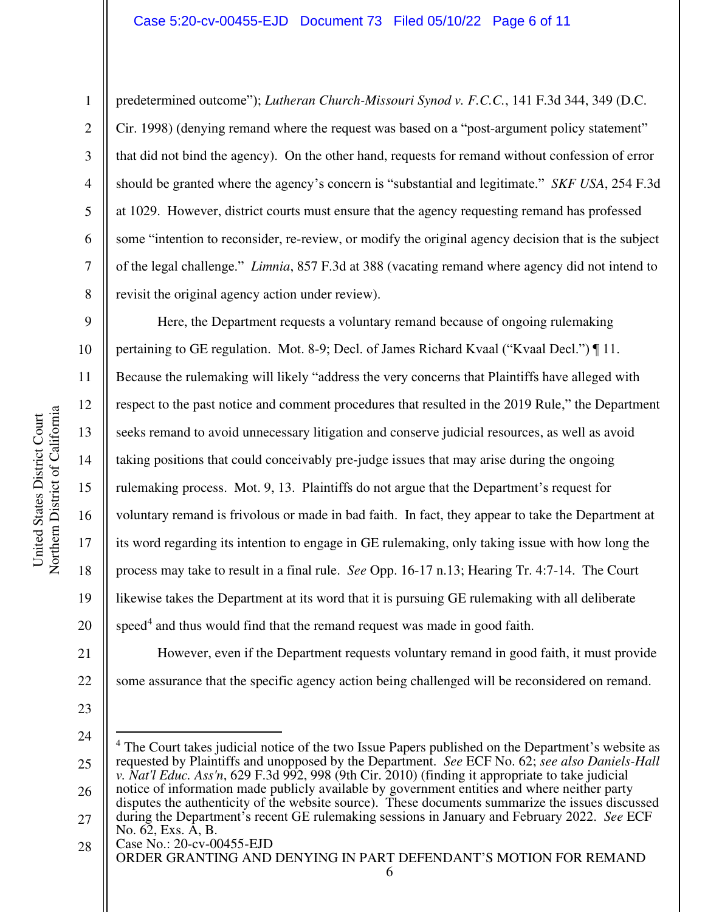predetermined outcome"); *Lutheran Church-Missouri Synod v. F.C.C.*, 141 F.3d 344, 349 (D.C. Cir. 1998) (denying remand where the request was based on a "post-argument policy statement" that did not bind the agency). On the other hand, requests for remand without confession of error should be granted where the agency's concern is "substantial and legitimate." *SKF USA*, 254 F.3d at 1029. However, district courts must ensure that the agency requesting remand has professed some "intention to reconsider, re-review, or modify the original agency decision that is the subject of the legal challenge." *Limnia*, 857 F.3d at 388 (vacating remand where agency did not intend to revisit the original agency action under review).

Here, the Department requests a voluntary remand because of ongoing rulemaking pertaining to GE regulation. Mot. 8-9; Decl. of James Richard Kvaal ("Kvaal Decl.") ¶ 11. Because the rulemaking will likely "address the very concerns that Plaintiffs have alleged with respect to the past notice and comment procedures that resulted in the 2019 Rule," the Department seeks remand to avoid unnecessary litigation and conserve judicial resources, as well as avoid taking positions that could conceivably pre-judge issues that may arise during the ongoing rulemaking process. Mot. 9, 13. Plaintiffs do not argue that the Department's request for voluntary remand is frivolous or made in bad faith. In fact, they appear to take the Department at its word regarding its intention to engage in GE rulemaking, only taking issue with how long the process may take to result in a final rule. *See* Opp. 16-17 n.13; Hearing Tr. 4:7-14. The Court likewise takes the Department at its word that it is pursuing GE rulemaking with all deliberate speed[4] and thus would find that the remand request was made in good faith.

However, even if the Department requests voluntary remand in good faith, it must provide some assurance that the specific agency action being challenged will be reconsidered on remand.

---

[4] The Court takes judicial notice of the two Issue Papers published on the Department's website as requested by Plaintiffs and unopposed by the Department. *See* ECF No. 62; *see also Daniels-Hall v. Nat'l Educ. Ass'n*, 629 F.3d 992, 998 (9th Cir. 2010) (finding it appropriate to take judicial notice of information made publicly available by government entities and where neither party disputes the authenticity of the website source). These documents summarize the issues discussed during the Department's recent GE rulemaking sessions in January and February 2022. *See* ECF No. 62, Exs. A, B.

Case No.: 20-cv-00455-EJD
ORDER GRANTING AND DENYING IN PART DEFENDANT'S MOTION FOR REMAND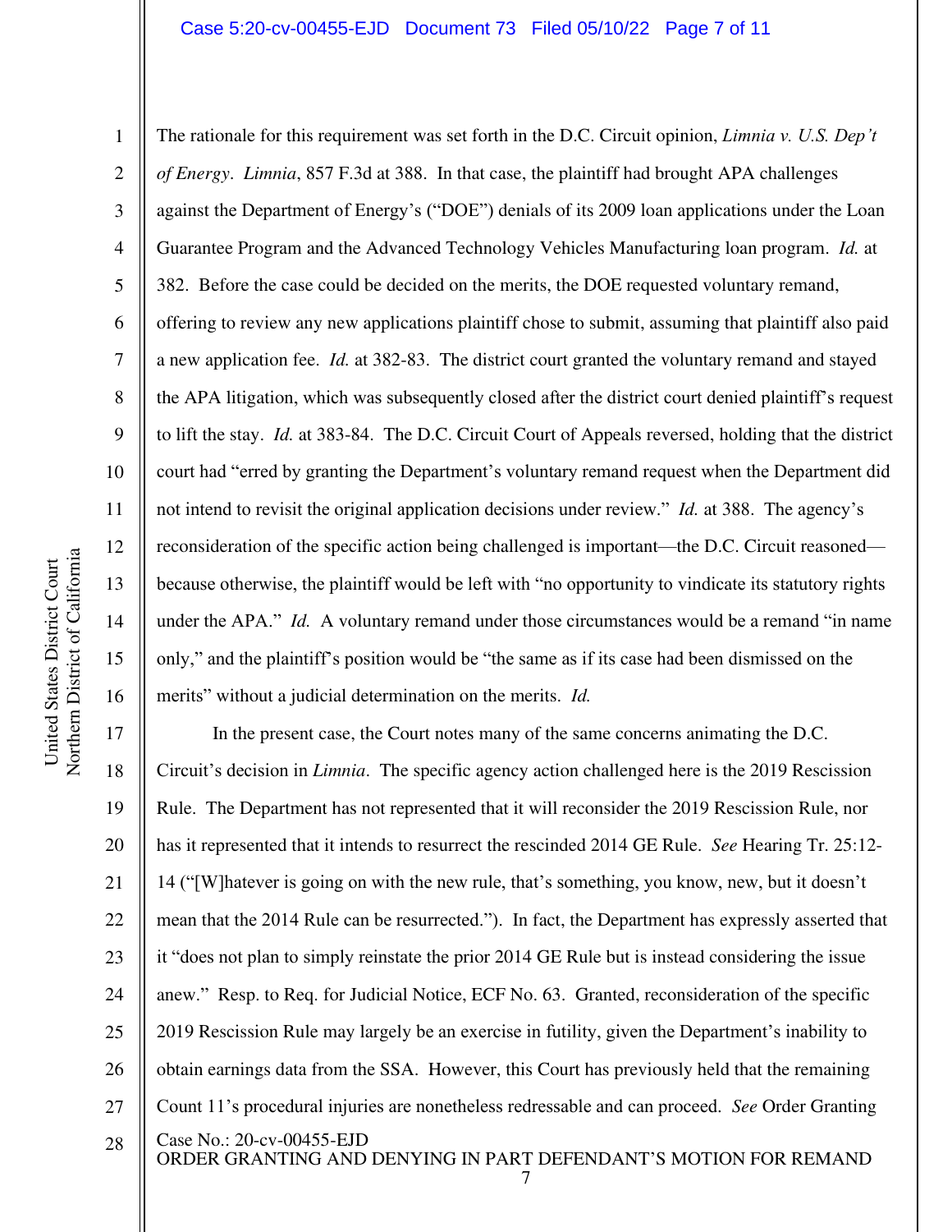The rationale for this requirement was set forth in the D.C. Circuit opinion, *Limnia v. U.S. Dep't of Energy*. *Limnia*, 857 F.3d at 388. In that case, the plaintiff had brought APA challenges against the Department of Energy's ("DOE") denials of its 2009 loan applications under the Loan Guarantee Program and the Advanced Technology Vehicles Manufacturing loan program. *Id.* at 382. Before the case could be decided on the merits, the DOE requested voluntary remand, offering to review any new applications plaintiff chose to submit, assuming that plaintiff also paid a new application fee. *Id.* at 382-83. The district court granted the voluntary remand and stayed the APA litigation, which was subsequently closed after the district court denied plaintiff's request to lift the stay. *Id.* at 383-84. The D.C. Circuit Court of Appeals reversed, holding that the district court had "erred by granting the Department's voluntary remand request when the Department did not intend to revisit the original application decisions under review." *Id.* at 388. The agency's reconsideration of the specific action being challenged is important—the D.C. Circuit reasoned—because otherwise, the plaintiff would be left with "no opportunity to vindicate its statutory rights under the APA." *Id.* A voluntary remand under those circumstances would be a remand "in name only," and the plaintiff's position would be "the same as if its case had been dismissed on the merits" without a judicial determination on the merits. *Id.*

In the present case, the Court notes many of the same concerns animating the D.C. Circuit's decision in *Limnia*. The specific agency action challenged here is the 2019 Rescission Rule. The Department has not represented that it will reconsider the 2019 Rescission Rule, nor has it represented that it intends to resurrect the rescinded 2014 GE Rule. *See* Hearing Tr. 25:12-14 ("[W]hatever is going on with the new rule, that's something, you know, new, but it doesn't mean that the 2014 Rule can be resurrected."). In fact, the Department has expressly asserted that it "does not plan to simply reinstate the prior 2014 GE Rule but is instead considering the issue anew." Resp. to Req. for Judicial Notice, ECF No. 63. Granted, reconsideration of the specific 2019 Rescission Rule may largely be an exercise in futility, given the Department's inability to obtain earnings data from the SSA. However, this Court has previously held that the remaining Count 11's procedural injuries are nonetheless redressable and can proceed. *See* Order Granting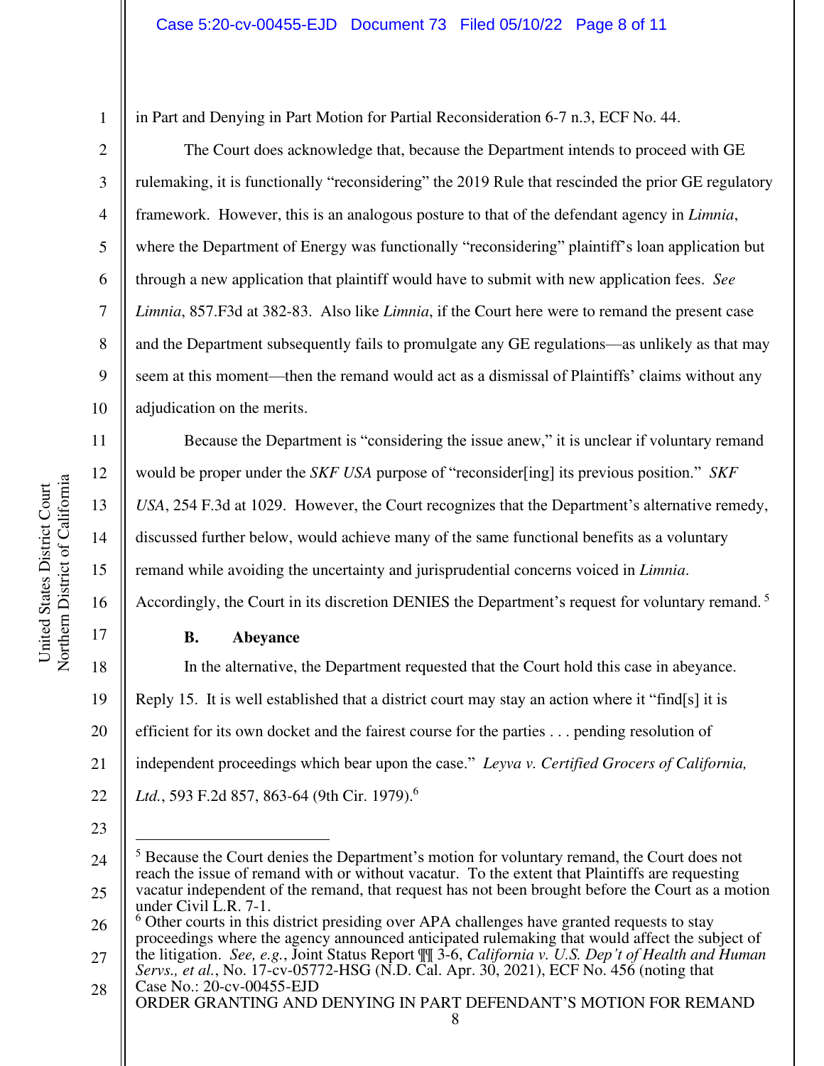in Part and Denying in Part Motion for Partial Reconsideration 6-7 n.3, ECF No. 44.

The Court does acknowledge that, because the Department intends to proceed with GE rulemaking, it is functionally "reconsidering" the 2019 Rule that rescinded the prior GE regulatory framework. However, this is an analogous posture to that of the defendant agency in *Limnia*, where the Department of Energy was functionally "reconsidering" plaintiff's loan application but through a new application that plaintiff would have to submit with new application fees. *See Limnia*, 857.F3d at 382-83. Also like *Limnia*, if the Court here were to remand the present case and the Department subsequently fails to promulgate any GE regulations—as unlikely as that may seem at this moment—then the remand would act as a dismissal of Plaintiffs' claims without any adjudication on the merits.

Because the Department is "considering the issue anew," it is unclear if voluntary remand would be proper under the *SKF USA* purpose of "reconsider[ing] its previous position." *SKF USA*, 254 F.3d at 1029. However, the Court recognizes that the Department's alternative remedy, discussed further below, would achieve many of the same functional benefits as a voluntary remand while avoiding the uncertainty and jurisprudential concerns voiced in *Limnia*. Accordingly, the Court in its discretion DENIES the Department's request for voluntary remand.[5]

**B. Abeyance**

In the alternative, the Department requested that the Court hold this case in abeyance. Reply 15. It is well established that a district court may stay an action where it "find[s] it is efficient for its own docket and the fairest course for the parties . . . pending resolution of independent proceedings which bear upon the case." *Leyva v. Certified Grocers of California, Ltd.*, 593 F.2d 857, 863-64 (9th Cir. 1979).[6]

---

[5] Because the Court denies the Department's motion for voluntary remand, the Court does not reach the issue of remand with or without vacatur. To the extent that Plaintiffs are requesting vacatur independent of the remand, that request has not been brought before the Court as a motion under Civil L.R. 7-1.

[6] Other courts in this district presiding over APA challenges have granted requests to stay proceedings where the agency announced anticipated rulemaking that would affect the subject of the litigation. *See, e.g.*, Joint Status Report ¶¶ 3-6, *California v. U.S. Dep't of Health and Human Servs., et al.*, No. 17-cv-05772-HSG (N.D. Cal. Apr. 30, 2021), ECF No. 456 (noting that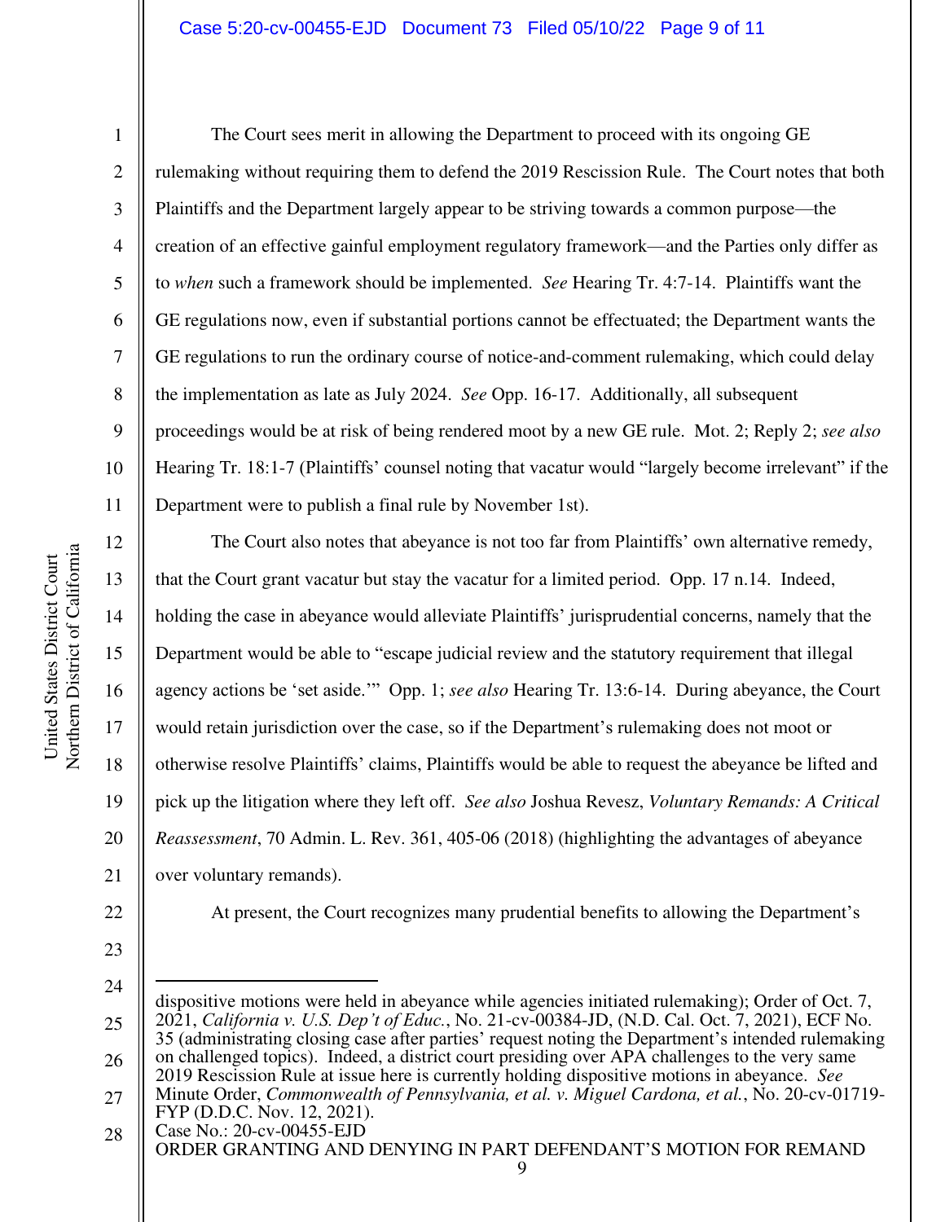The Court sees merit in allowing the Department to proceed with its ongoing GE rulemaking without requiring them to defend the 2019 Rescission Rule. The Court notes that both Plaintiffs and the Department largely appear to be striving towards a common purpose—the creation of an effective gainful employment regulatory framework—and the Parties only differ as to *when* such a framework should be implemented. *See* Hearing Tr. 4:7-14. Plaintiffs want the GE regulations now, even if substantial portions cannot be effectuated; the Department wants the GE regulations to run the ordinary course of notice-and-comment rulemaking, which could delay the implementation as late as July 2024. *See* Opp. 16-17. Additionally, all subsequent proceedings would be at risk of being rendered moot by a new GE rule. Mot. 2; Reply 2; *see also* Hearing Tr. 18:1-7 (Plaintiffs' counsel noting that vacatur would "largely become irrelevant" if the Department were to publish a final rule by November 1st).

The Court also notes that abeyance is not too far from Plaintiffs' own alternative remedy, that the Court grant vacatur but stay the vacatur for a limited period. Opp. 17 n.14. Indeed, holding the case in abeyance would alleviate Plaintiffs' jurisprudential concerns, namely that the Department would be able to "escape judicial review and the statutory requirement that illegal agency actions be 'set aside.'" Opp. 1; *see also* Hearing Tr. 13:6-14. During abeyance, the Court would retain jurisdiction over the case, so if the Department's rulemaking does not moot or otherwise resolve Plaintiffs' claims, Plaintiffs would be able to request the abeyance be lifted and pick up the litigation where they left off. *See also* Joshua Revesz, *Voluntary Remands: A Critical Reassessment*, 70 Admin. L. Rev. 361, 405-06 (2018) (highlighting the advantages of abeyance over voluntary remands).

At present, the Court recognizes many prudential benefits to allowing the Department's

---

dispositive motions were held in abeyance while agencies initiated rulemaking); Order of Oct. 7, 2021, *California v. U.S. Dep't of Educ.*, No. 21-cv-00384-JD, (N.D. Cal. Oct. 7, 2021), ECF No. 35 (administrating closing case after parties' request noting the Department's intended rulemaking on challenged topics). Indeed, a district court presiding over APA challenges to the very same 2019 Rescission Rule at issue here is currently holding dispositive motions in abeyance. *See* Minute Order, *Commonwealth of Pennsylvania, et al. v. Miguel Cardona, et al.*, No. 20-cv-01719-FYP (D.D.C. Nov. 12, 2021).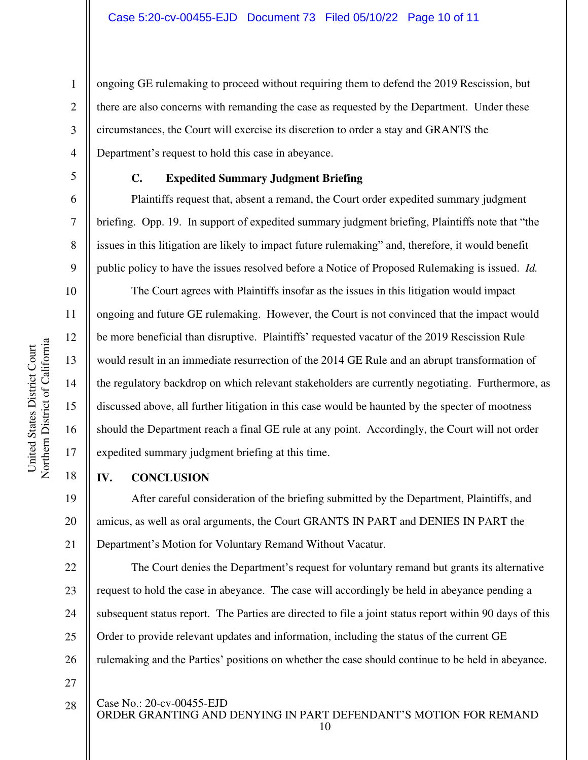ongoing GE rulemaking to proceed without requiring them to defend the 2019 Rescission, but there are also concerns with remanding the case as requested by the Department. Under these circumstances, the Court will exercise its discretion to order a stay and GRANTS the Department's request to hold this case in abeyance.

### C. Expedited Summary Judgment Briefing

Plaintiffs request that, absent a remand, the Court order expedited summary judgment briefing. Opp. 19. In support of expedited summary judgment briefing, Plaintiffs note that "the issues in this litigation are likely to impact future rulemaking" and, therefore, it would benefit public policy to have the issues resolved before a Notice of Proposed Rulemaking is issued. *Id.*

The Court agrees with Plaintiffs insofar as the issues in this litigation would impact ongoing and future GE rulemaking. However, the Court is not convinced that the impact would be more beneficial than disruptive. Plaintiffs' requested vacatur of the 2019 Rescission Rule would result in an immediate resurrection of the 2014 GE Rule and an abrupt transformation of the regulatory backdrop on which relevant stakeholders are currently negotiating. Furthermore, as discussed above, all further litigation in this case would be haunted by the specter of mootness should the Department reach a final GE rule at any point. Accordingly, the Court will not order expedited summary judgment briefing at this time.

## IV. CONCLUSION

After careful consideration of the briefing submitted by the Department, Plaintiffs, and amicus, as well as oral arguments, the Court GRANTS IN PART and DENIES IN PART the Department's Motion for Voluntary Remand Without Vacatur.

The Court denies the Department's request for voluntary remand but grants its alternative request to hold the case in abeyance. The case will accordingly be held in abeyance pending a subsequent status report. The Parties are directed to file a joint status report within 90 days of this Order to provide relevant updates and information, including the status of the current GE rulemaking and the Parties' positions on whether the case should continue to be held in abeyance.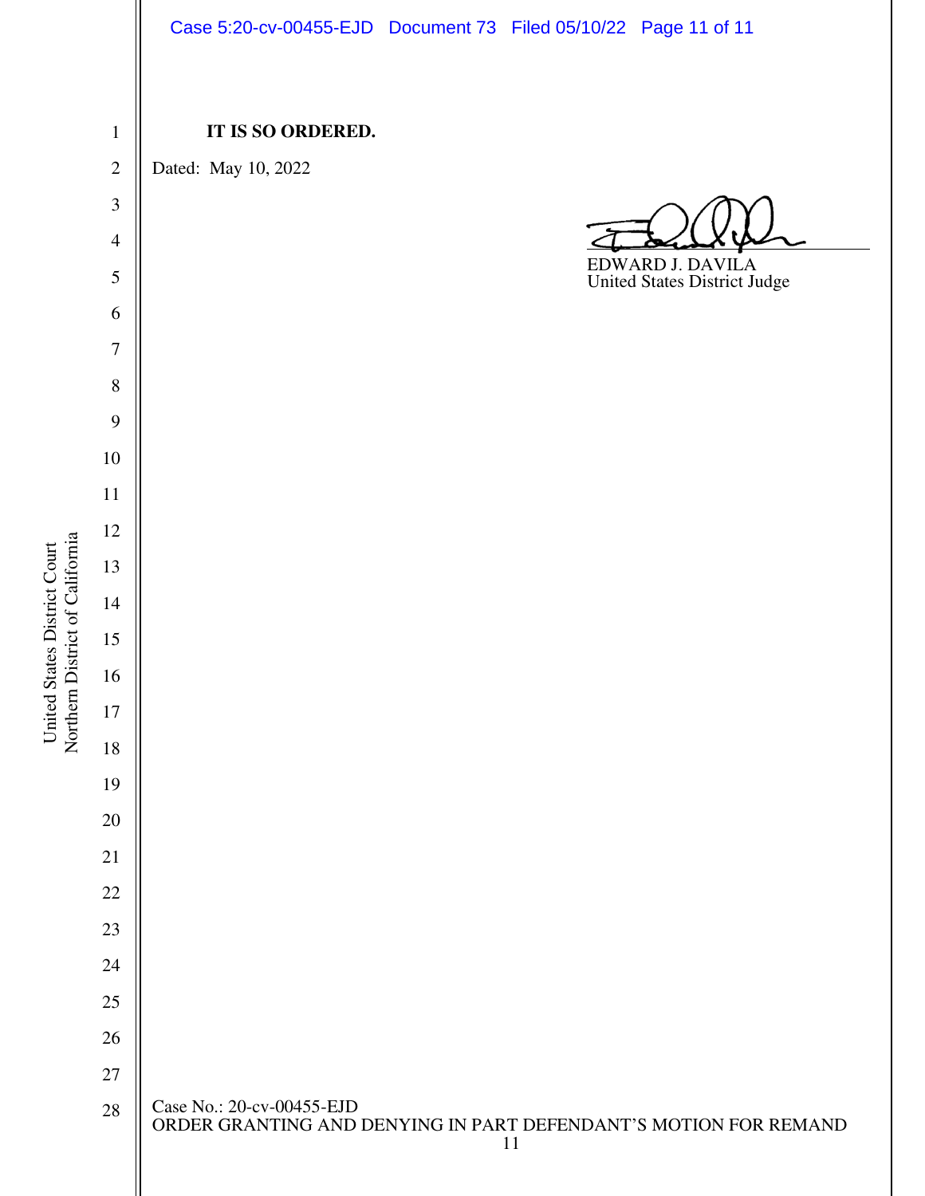**IT IS SO ORDERED.**

Dated: May 10, 2022

EDWARD J. DAVILA
United States District Judge